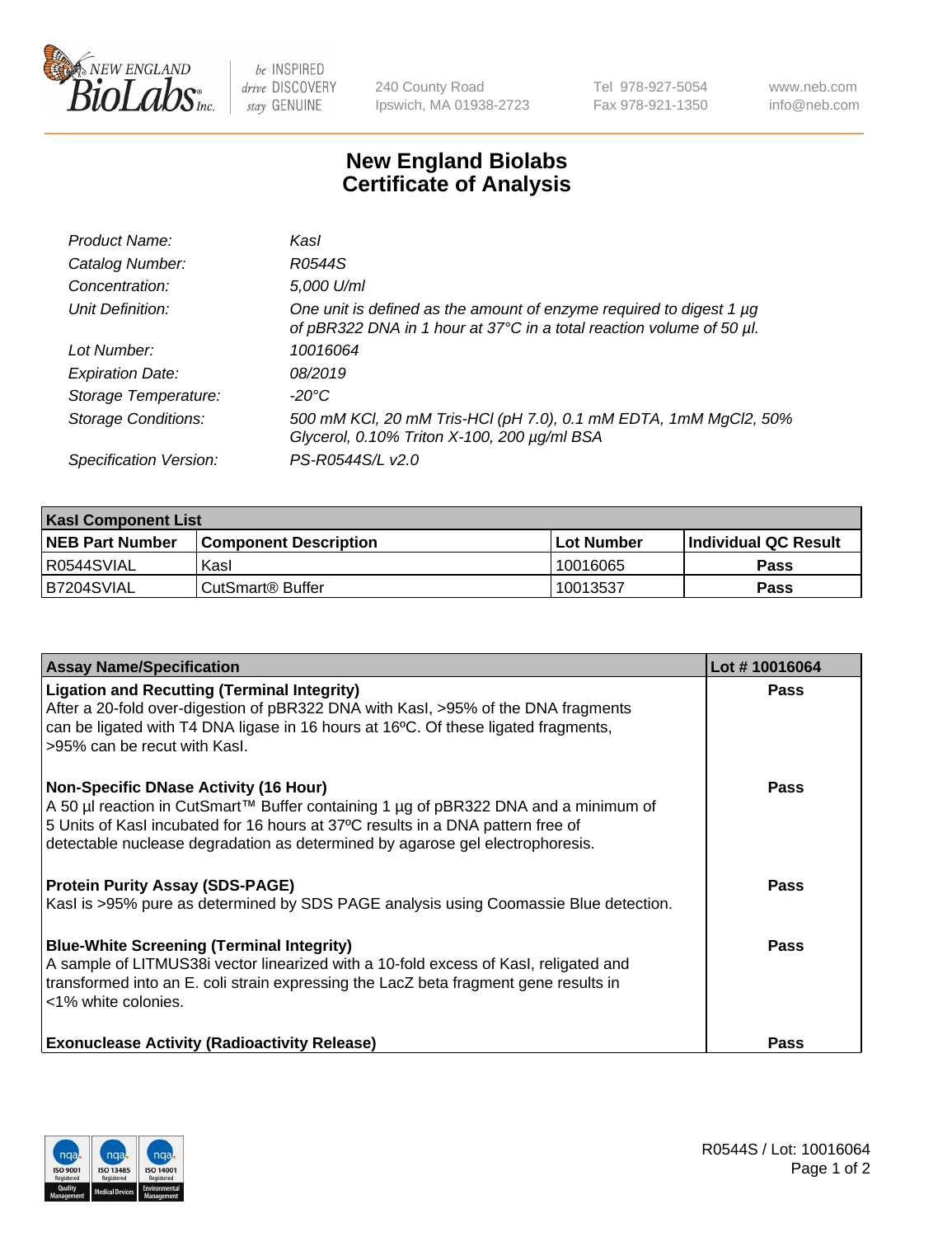# New England Biolabs Certificate of Analysis

| | |
|---|---|
| *Product Name:* | *KasI* |
| *Catalog Number:* | *R0544S* |
| *Concentration:* | *5,000 U/ml* |
| *Unit Definition:* | *One unit is defined as the amount of enzyme required to digest 1 µg of pBR322 DNA in 1 hour at 37°C in a total reaction volume of 50 µl.* |
| *Lot Number:* | *10016064* |
| *Expiration Date:* | *08/2019* |
| *Storage Temperature:* | *-20°C* |
| *Storage Conditions:* | *500 mM KCl, 20 mM Tris-HCl (pH 7.0), 0.1 mM EDTA, 1mM MgCl2, 50% Glycerol, 0.10% Triton X-100, 200 µg/ml BSA* |
| *Specification Version:* | *PS-R0544S/L v2.0* |

| **KasI Component List** | | | |
|---|---|---|---|
| **NEB Part Number** | **Component Description** | **Lot Number** | **Individual QC Result** |
| R0544SVIAL | KasI | 10016065 | **Pass** |
| B7204SVIAL | CutSmart® Buffer | 10013537 | **Pass** |

| **Assay Name/Specification** | **Lot # 10016064** |
|---|---|
| **Ligation and Recutting (Terminal Integrity)**<br>After a 20-fold over-digestion of pBR322 DNA with KasI, >95% of the DNA fragments can be ligated with T4 DNA ligase in 16 hours at 16ºC. Of these ligated fragments, >95% can be recut with KasI. | **Pass** |
| **Non-Specific DNase Activity (16 Hour)**<br>A 50 µl reaction in CutSmart™ Buffer containing 1 µg of pBR322 DNA and a minimum of 5 Units of KasI incubated for 16 hours at 37ºC results in a DNA pattern free of detectable nuclease degradation as determined by agarose gel electrophoresis. | **Pass** |
| **Protein Purity Assay (SDS-PAGE)**<br>KasI is >95% pure as determined by SDS PAGE analysis using Coomassie Blue detection. | **Pass** |
| **Blue-White Screening (Terminal Integrity)**<br>A sample of LITMUS38i vector linearized with a 10-fold excess of KasI, religated and transformed into an E. coli strain expressing the LacZ beta fragment gene results in <1% white colonies. | **Pass** |
| **Exonuclease Activity (Radioactivity Release)** | **Pass** |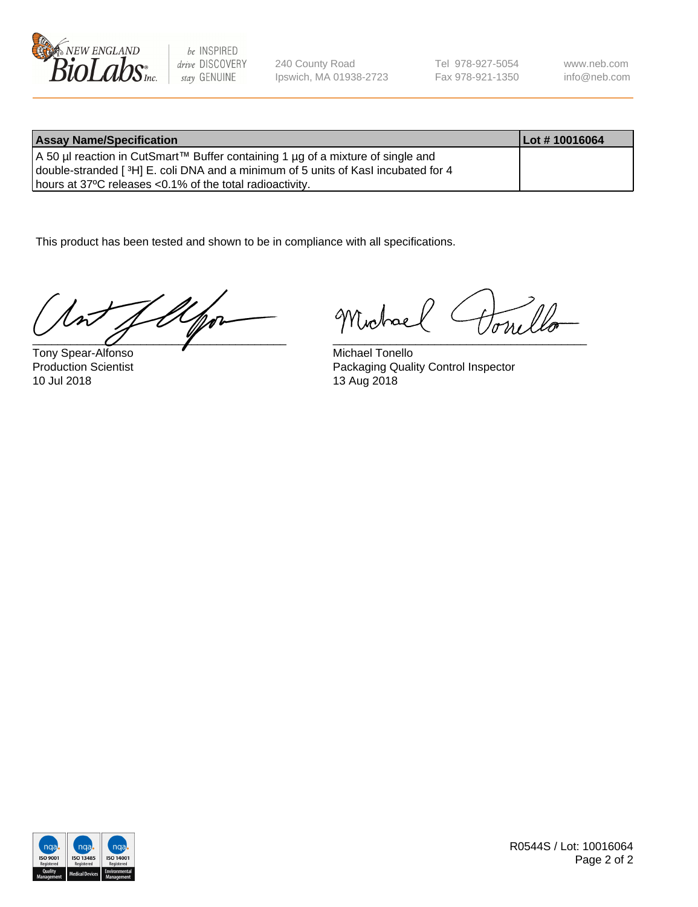240 County Road
Ipswich, MA 01938-2723

Tel 978-927-5054
Fax 978-921-1350

www.neb.com
info@neb.com

| Assay Name/Specification | Lot # 10016064 |
| --- | --- |
| A 50 µl reaction in CutSmart™ Buffer containing 1 µg of a mixture of single and double-stranded [ $^3$H] E. coli DNA and a minimum of 5 units of KasI incubated for 4 hours at 37ºC releases <0.1% of the total radioactivity. | |

This product has been tested and shown to be in compliance with all specifications.

Tony Spear-Alfonso
Production Scientist
10 Jul 2018

Michael Tonello
Packaging Quality Control Inspector
13 Aug 2018

R0544S / Lot: 10016064